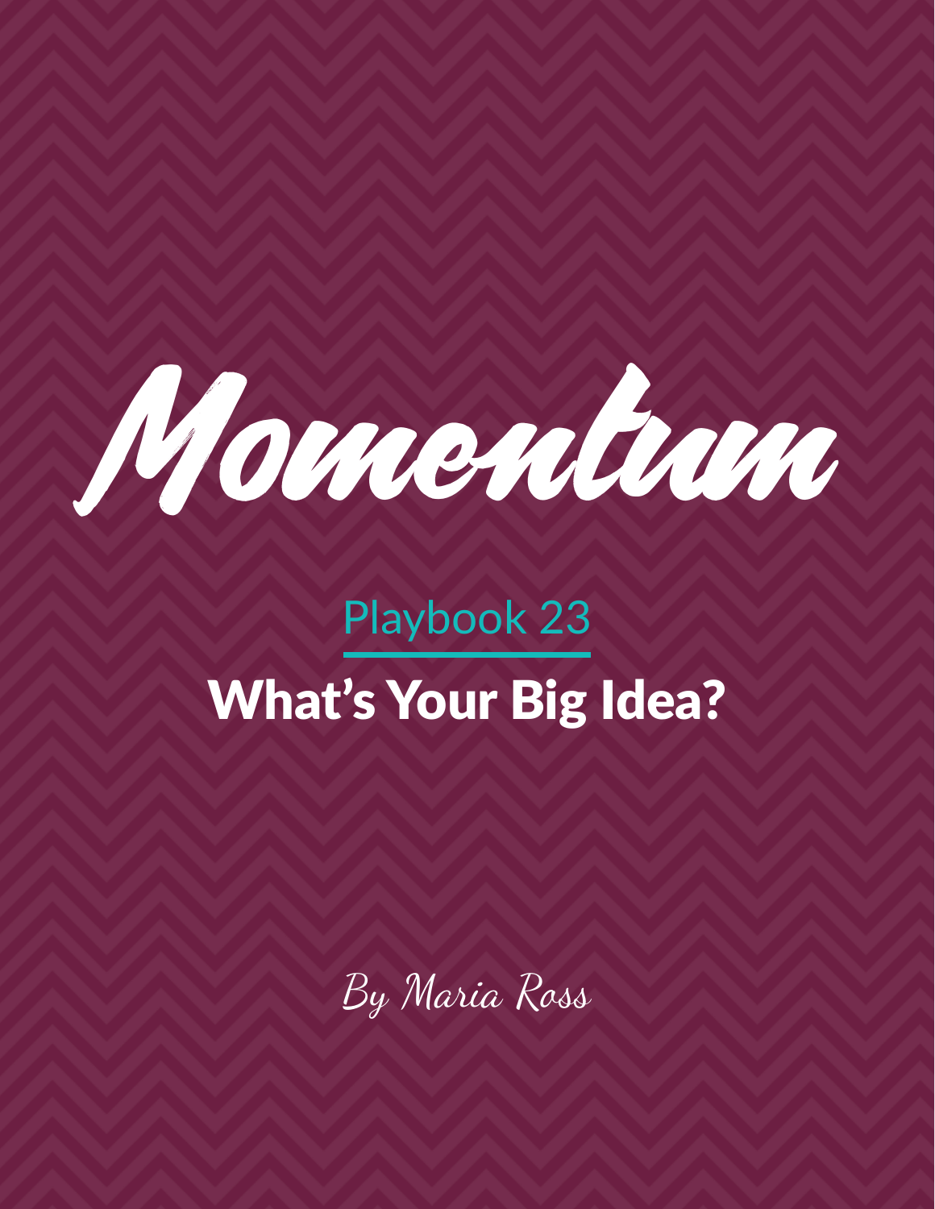# Momentum

## Playbook 23

# What's Your Big Idea?

*By Maria Ross*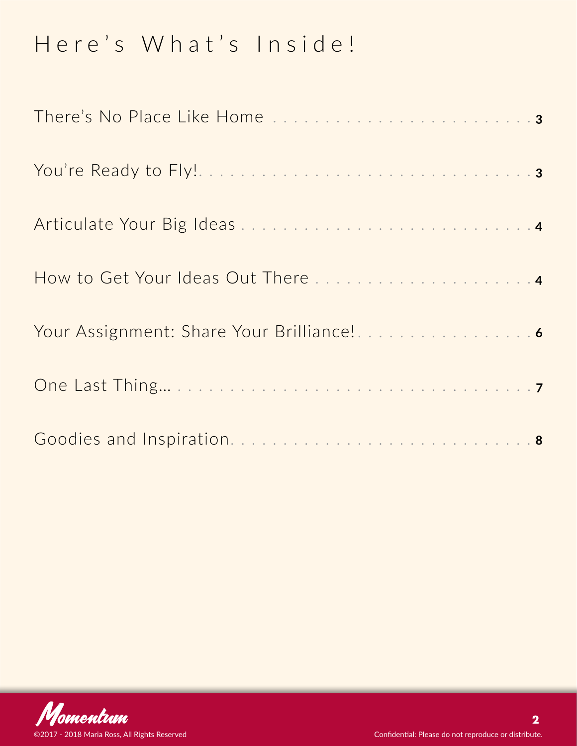# Here's What's Inside!

| | |
|---|---|
| There's No Place Like Home | 3 |
| You're Ready to Fly! | 3 |
| Articulate Your Big Ideas | 4 |
| How to Get Your Ideas Out There | 4 |
| Your Assignment: Share Your Brilliance! | 6 |
| One Last Thing… | 7 |
| Goodies and Inspiration | 8 |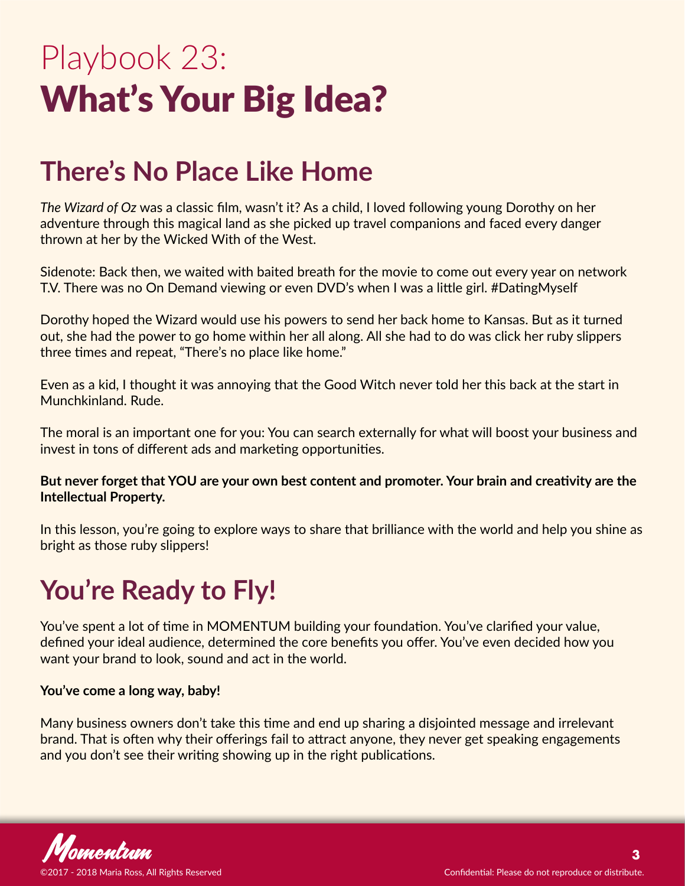# Playbook 23:
# What's Your Big Idea?

## There's No Place Like Home

*The Wizard of Oz* was a classic film, wasn't it? As a child, I loved following young Dorothy on her adventure through this magical land as she picked up travel companions and faced every danger thrown at her by the Wicked With of the West.

Sidenote: Back then, we waited with baited breath for the movie to come out every year on network T.V. There was no On Demand viewing or even DVD's when I was a little girl. #DatingMyself

Dorothy hoped the Wizard would use his powers to send her back home to Kansas. But as it turned out, she had the power to go home within her all along. All she had to do was click her ruby slippers three times and repeat, "There's no place like home."

Even as a kid, I thought it was annoying that the Good Witch never told her this back at the start in Munchkinland. Rude.

The moral is an important one for you: You can search externally for what will boost your business and invest in tons of different ads and marketing opportunities.

**But never forget that YOU are your own best content and promoter. Your brain and creativity are the Intellectual Property.**

In this lesson, you're going to explore ways to share that brilliance with the world and help you shine as bright as those ruby slippers!

## You're Ready to Fly!

You've spent a lot of time in MOMENTUM building your foundation. You've clarified your value, defined your ideal audience, determined the core benefits you offer. You've even decided how you want your brand to look, sound and act in the world.

**You've come a long way, baby!**

Many business owners don't take this time and end up sharing a disjointed message and irrelevant brand. That is often why their offerings fail to attract anyone, they never get speaking engagements and you don't see their writing showing up in the right publications.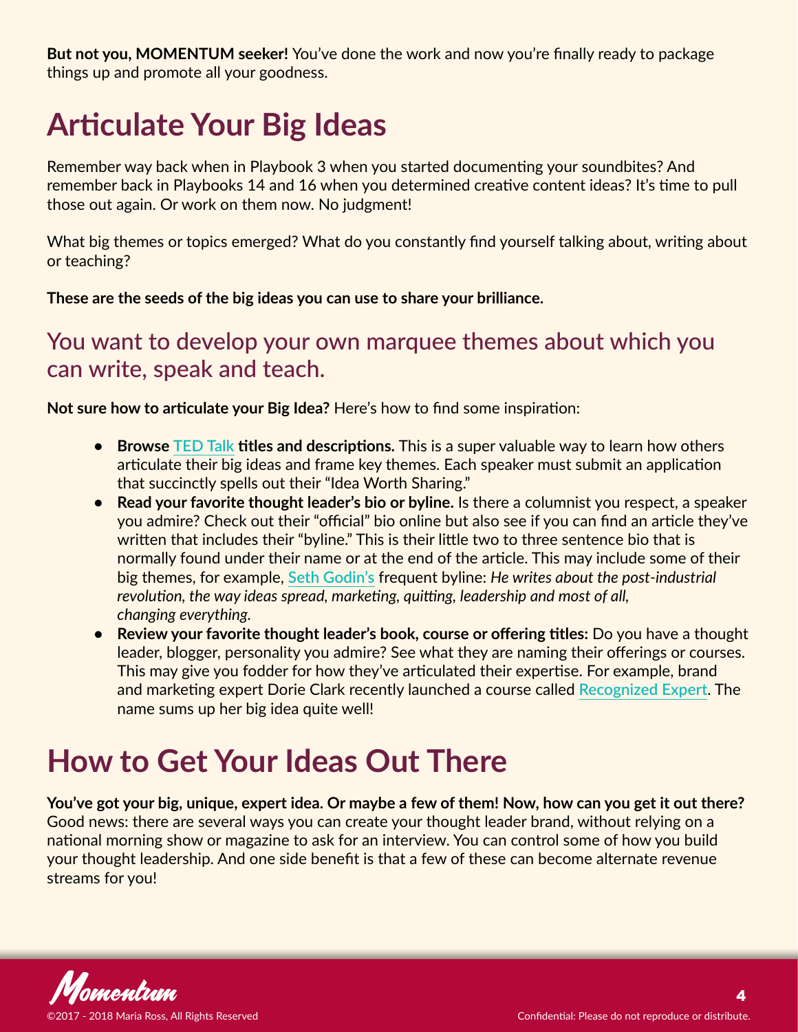**But not you, MOMENTUM seeker!** You've done the work and now you're finally ready to package things up and promote all your goodness.

# Articulate Your Big Ideas

Remember way back when in Playbook 3 when you started documenting your soundbites? And remember back in Playbooks 14 and 16 when you determined creative content ideas? It's time to pull those out again. Or work on them now. No judgment!

What big themes or topics emerged? What do you constantly find yourself talking about, writing about or teaching?

**These are the seeds of the big ideas you can use to share your brilliance.**

## You want to develop your own marquee themes about which you can write, speak and teach.

**Not sure how to articulate your Big Idea?** Here's how to find some inspiration:

- **Browse TED Talk titles and descriptions.** This is a super valuable way to learn how others articulate their big ideas and frame key themes. Each speaker must submit an application that succinctly spells out their "Idea Worth Sharing."
- **Read your favorite thought leader's bio or byline.** Is there a columnist you respect, a speaker you admire? Check out their "official" bio online but also see if you can find an article they've written that includes their "byline." This is their little two to three sentence bio that is normally found under their name or at the end of the article. This may include some of their big themes, for example, Seth Godin's frequent byline: *He writes about the post-industrial revolution, the way ideas spread, marketing, quitting, leadership and most of all, changing everything.*
- **Review your favorite thought leader's book, course or offering titles:** Do you have a thought leader, blogger, personality you admire? See what they are naming their offerings or courses. This may give you fodder for how they've articulated their expertise. For example, brand and marketing expert Dorie Clark recently launched a course called Recognized Expert. The name sums up her big idea quite well!

# How to Get Your Ideas Out There

**You've got your big, unique, expert idea. Or maybe a few of them! Now, how can you get it out there?** Good news: there are several ways you can create your thought leader brand, without relying on a national morning show or magazine to ask for an interview. You can control some of how you build your thought leadership. And one side benefit is that a few of these can become alternate revenue streams for you!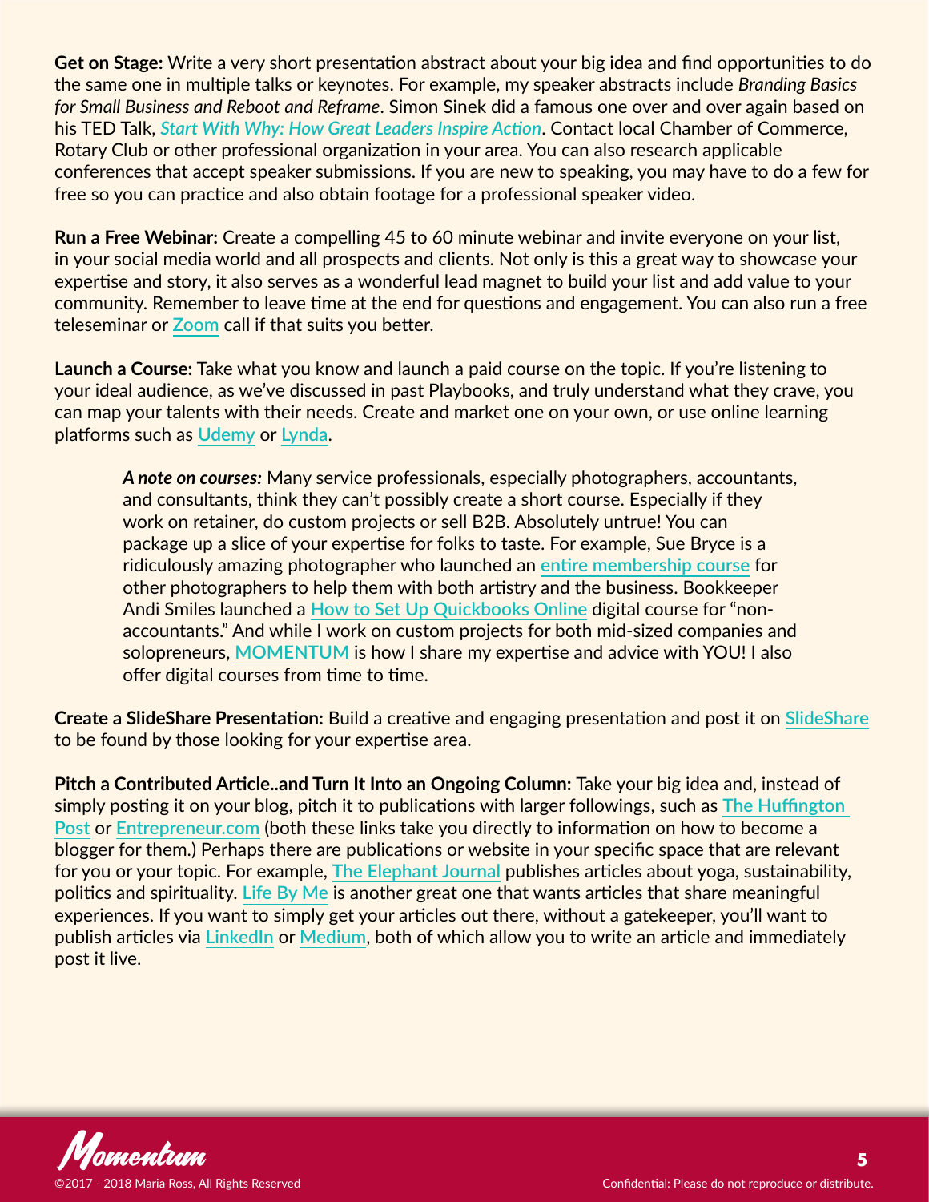**Get on Stage:** Write a very short presentation abstract about your big idea and find opportunities to do the same one in multiple talks or keynotes. For example, my speaker abstracts include *Branding Basics for Small Business and Reboot and Reframe*. Simon Sinek did a famous one over and over again based on his TED Talk, ***Start With Why: How Great Leaders Inspire Action***. Contact local Chamber of Commerce, Rotary Club or other professional organization in your area. You can also research applicable conferences that accept speaker submissions. If you are new to speaking, you may have to do a few for free so you can practice and also obtain footage for a professional speaker video.

**Run a Free Webinar:** Create a compelling 45 to 60 minute webinar and invite everyone on your list, in your social media world and all prospects and clients. Not only is this a great way to showcase your expertise and story, it also serves as a wonderful lead magnet to build your list and add value to your community. Remember to leave time at the end for questions and engagement. You can also run a free teleseminar or Zoom call if that suits you better.

**Launch a Course:** Take what you know and launch a paid course on the topic. If you're listening to your ideal audience, as we've discussed in past Playbooks, and truly understand what they crave, you can map your talents with their needs. Create and market one on your own, or use online learning platforms such as Udemy or Lynda.

> ***A note on courses:*** Many service professionals, especially photographers, accountants, and consultants, think they can't possibly create a short course. Especially if they work on retainer, do custom projects or sell B2B. Absolutely untrue! You can package up a slice of your expertise for folks to taste. For example, Sue Bryce is a ridiculously amazing photographer who launched an entire membership course for other photographers to help them with both artistry and the business. Bookkeeper Andi Smiles launched a How to Set Up Quickbooks Online digital course for "non-accountants." And while I work on custom projects for both mid-sized companies and solopreneurs, MOMENTUM is how I share my expertise and advice with YOU! I also offer digital courses from time to time.

**Create a SlideShare Presentation:** Build a creative and engaging presentation and post it on SlideShare to be found by those looking for your expertise area.

**Pitch a Contributed Article..and Turn It Into an Ongoing Column:** Take your big idea and, instead of simply posting it on your blog, pitch it to publications with larger followings, such as The Huffington Post or Entrepreneur.com (both these links take you directly to information on how to become a blogger for them.) Perhaps there are publications or website in your specific space that are relevant for you or your topic. For example, The Elephant Journal publishes articles about yoga, sustainability, politics and spirituality. Life By Me is another great one that wants articles that share meaningful experiences. If you want to simply get your articles out there, without a gatekeeper, you'll want to publish articles via LinkedIn or Medium, both of which allow you to write an article and immediately post it live.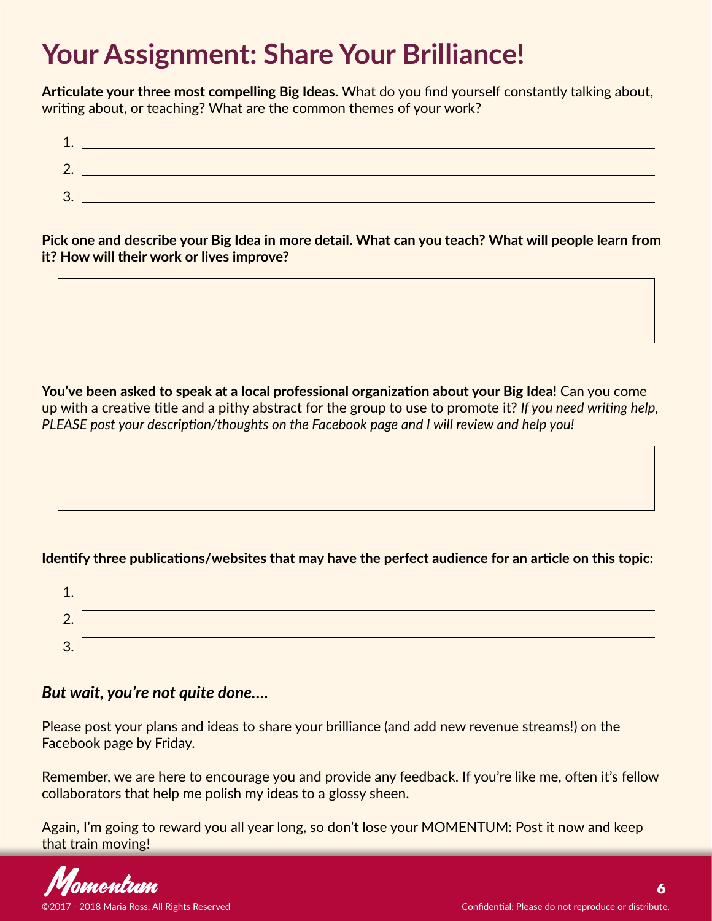# Your Assignment: Share Your Brilliance!

**Articulate your three most compelling Big Ideas.** What do you find yourself constantly talking about, writing about, or teaching? What are the common themes of your work?

1. ______________________________
2. ______________________________
3. ______________________________

**Pick one and describe your Big Idea in more detail. What can you teach? What will people learn from it? How will their work or lives improve?**

**You've been asked to speak at a local professional organization about your Big Idea!** Can you come up with a creative title and a pithy abstract for the group to use to promote it? *If you need writing help, PLEASE post your description/thoughts on the Facebook page and I will review and help you!*

**Identify three publications/websites that may have the perfect audience for an article on this topic:**

1. ______________________________
2. ______________________________
3. ______________________________

### *But wait, you're not quite done....*

Please post your plans and ideas to share your brilliance (and add new revenue streams!) on the Facebook page by Friday.

Remember, we are here to encourage you and provide any feedback. If you're like me, often it's fellow collaborators that help me polish my ideas to a glossy sheen.

Again, I'm going to reward you all year long, so don't lose your MOMENTUM: Post it now and keep that train moving!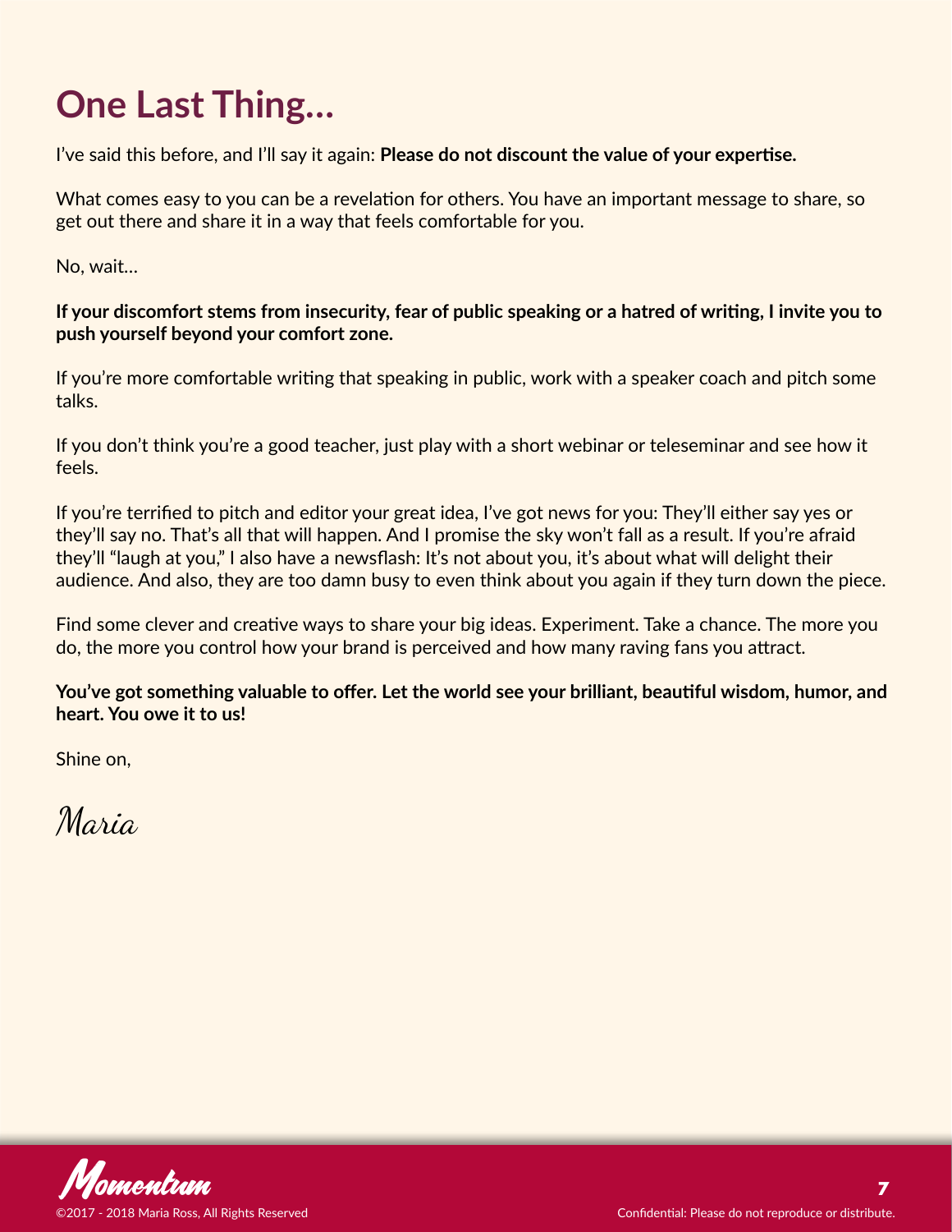# One Last Thing...

I've said this before, and I'll say it again: **Please do not discount the value of your expertise.**

What comes easy to you can be a revelation for others. You have an important message to share, so get out there and share it in a way that feels comfortable for you.

No, wait...

**If your discomfort stems from insecurity, fear of public speaking or a hatred of writing, I invite you to push yourself beyond your comfort zone.**

If you're more comfortable writing that speaking in public, work with a speaker coach and pitch some talks.

If you don't think you're a good teacher, just play with a short webinar or teleseminar and see how it feels.

If you're terrified to pitch and editor your great idea, I've got news for you: They'll either say yes or they'll say no. That's all that will happen. And I promise the sky won't fall as a result. If you're afraid they'll "laugh at you," I also have a newsflash: It's not about you, it's about what will delight their audience. And also, they are too damn busy to even think about you again if they turn down the piece.

Find some clever and creative ways to share your big ideas. Experiment. Take a chance. The more you do, the more you control how your brand is perceived and how many raving fans you attract.

**You've got something valuable to offer. Let the world see your brilliant, beautiful wisdom, humor, and heart. You owe it to us!**

Shine on,

*Maria*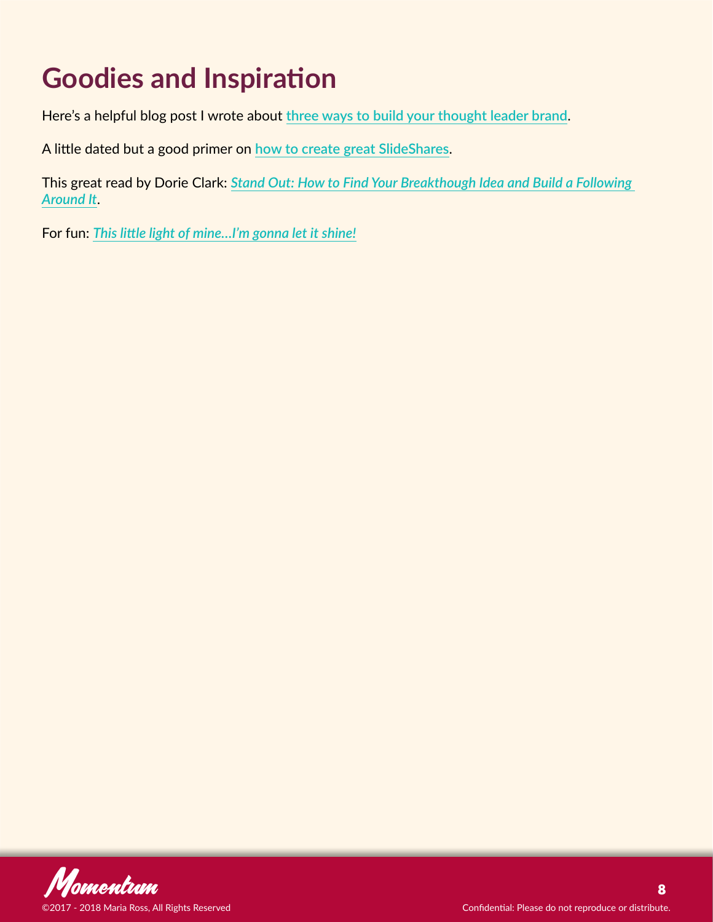# Goodies and Inspiration

Here's a helpful blog post I wrote about three ways to build your thought leader brand.

A little dated but a good primer on how to create great SlideShares.

This great read by Dorie Clark: ***Stand Out: How to Find Your Breakthough Idea and Build a Following Around It***.

For fun: ***This little light of mine…I'm gonna let it shine!***